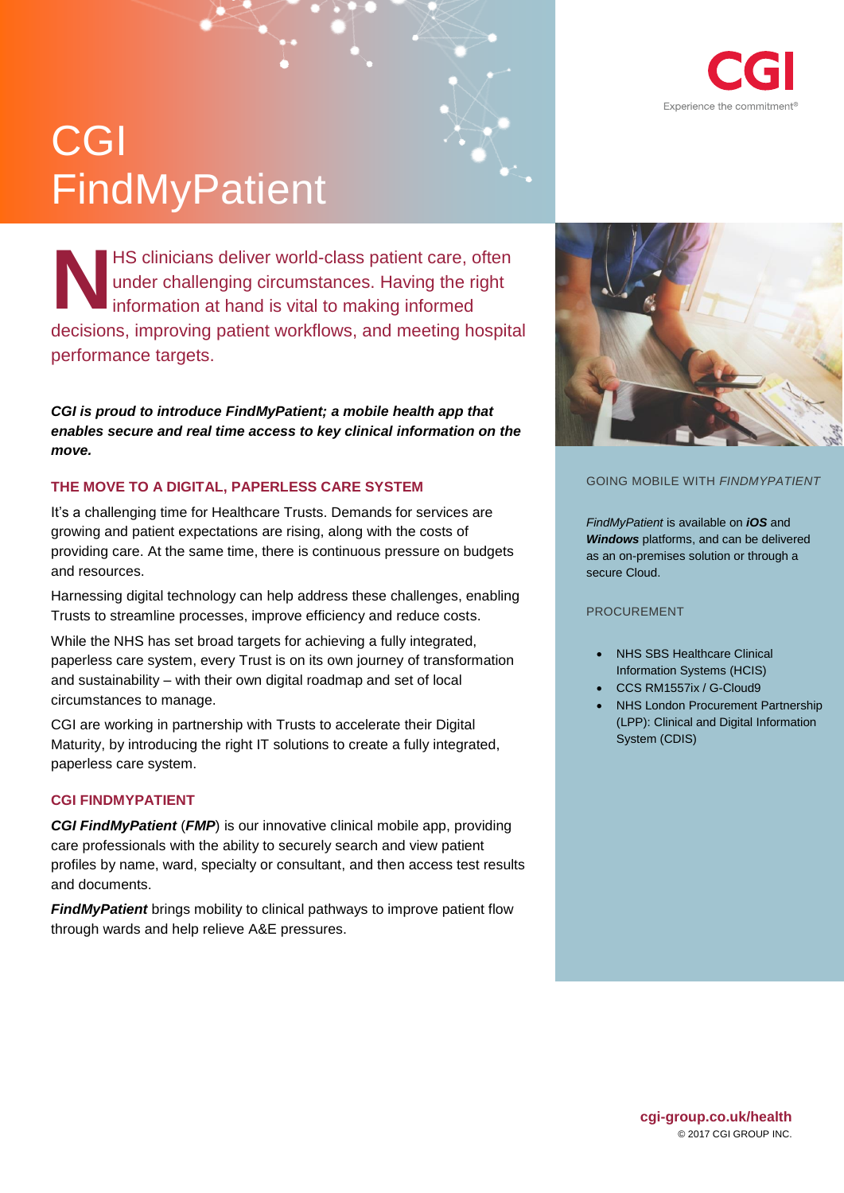# CGI FindMyPatient

NHS clinicians deliver world-class patient care, often under challenging circumstances. Having the right information at hand is vital to making informed decisions, improving patient workflows, and meeting hospital performance targets.

***CGI is proud to introduce FindMyPatient; a mobile health app that enables secure and real time access to key clinical information on the move.***

## THE MOVE TO A DIGITAL, PAPERLESS CARE SYSTEM

It's a challenging time for Healthcare Trusts. Demands for services are growing and patient expectations are rising, along with the costs of providing care. At the same time, there is continuous pressure on budgets and resources.

Harnessing digital technology can help address these challenges, enabling Trusts to streamline processes, improve efficiency and reduce costs.

While the NHS has set broad targets for achieving a fully integrated, paperless care system, every Trust is on its own journey of transformation and sustainability – with their own digital roadmap and set of local circumstances to manage.

CGI are working in partnership with Trusts to accelerate their Digital Maturity, by introducing the right IT solutions to create a fully integrated, paperless care system.

## CGI FINDMYPATIENT

***CGI FindMyPatient*** (***FMP***) is our innovative clinical mobile app, providing care professionals with the ability to securely search and view patient profiles by name, ward, specialty or consultant, and then access test results and documents.

***FindMyPatient*** brings mobility to clinical pathways to improve patient flow through wards and help relieve A&E pressures.

## GOING MOBILE WITH *FINDMYPATIENT*

*FindMyPatient* is available on ***iOS*** and ***Windows*** platforms, and can be delivered as an on-premises solution or through a secure Cloud.

## PROCUREMENT

- NHS SBS Healthcare Clinical Information Systems (HCIS)
- CCS RM1557ix / G-Cloud9
- NHS London Procurement Partnership (LPP): Clinical and Digital Information System (CDIS)

**cgi-group.co.uk/health**
© 2017 CGI GROUP INC.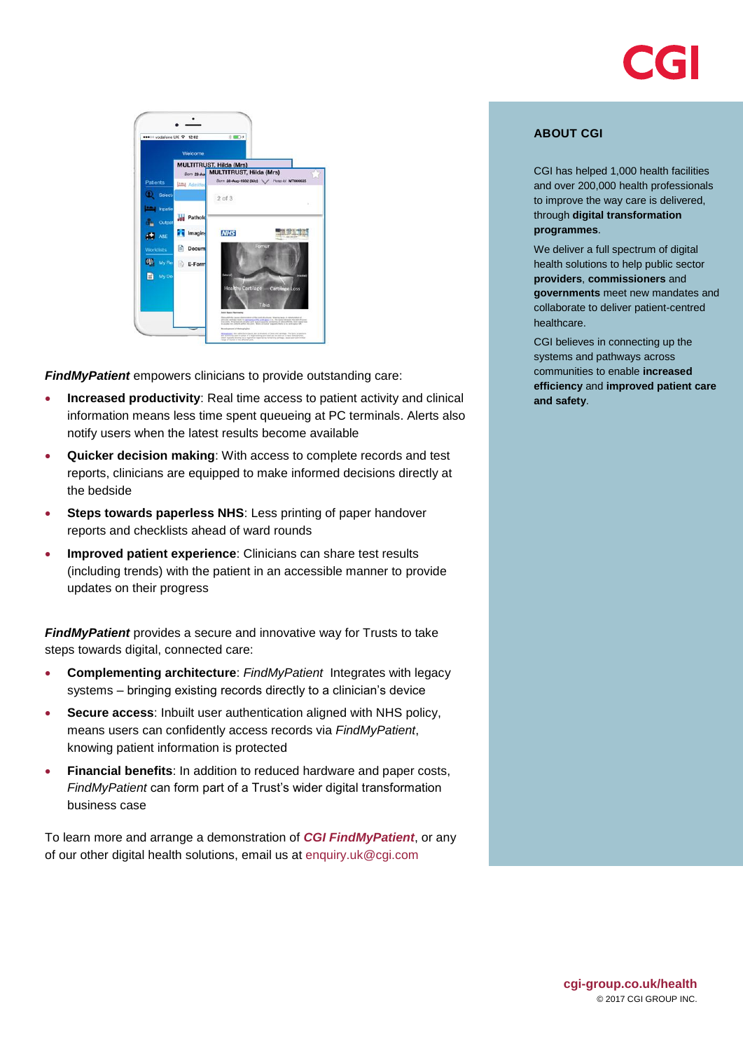**_FindMyPatient_** empowers clinicians to provide outstanding care:

- **Increased productivity**: Real time access to patient activity and clinical information means less time spent queueing at PC terminals. Alerts also notify users when the latest results become available
- **Quicker decision making**: With access to complete records and test reports, clinicians are equipped to make informed decisions directly at the bedside
- **Steps towards paperless NHS**: Less printing of paper handover reports and checklists ahead of ward rounds
- **Improved patient experience**: Clinicians can share test results (including trends) with the patient in an accessible manner to provide updates on their progress

**_FindMyPatient_** provides a secure and innovative way for Trusts to take steps towards digital, connected care:

- **Complementing architecture**: *FindMyPatient* Integrates with legacy systems – bringing existing records directly to a clinician's device
- **Secure access**: Inbuilt user authentication aligned with NHS policy, means users can confidently access records via *FindMyPatient*, knowing patient information is protected
- **Financial benefits**: In addition to reduced hardware and paper costs, *FindMyPatient* can form part of a Trust's wider digital transformation business case

To learn more and arrange a demonstration of **_CGI FindMyPatient_**, or any of our other digital health solutions, email us at enquiry.uk@cgi.com

## ABOUT CGI

CGI has helped 1,000 health facilities and over 200,000 health professionals to improve the way care is delivered, through **digital transformation programmes**.

We deliver a full spectrum of digital health solutions to help public sector **providers**, **commissioners** and **governments** meet new mandates and collaborate to deliver patient-centred healthcare.

CGI believes in connecting up the systems and pathways across communities to enable **increased efficiency** and **improved patient care and safety**.

**cgi-group.co.uk/health**

© 2017 CGI GROUP INC.